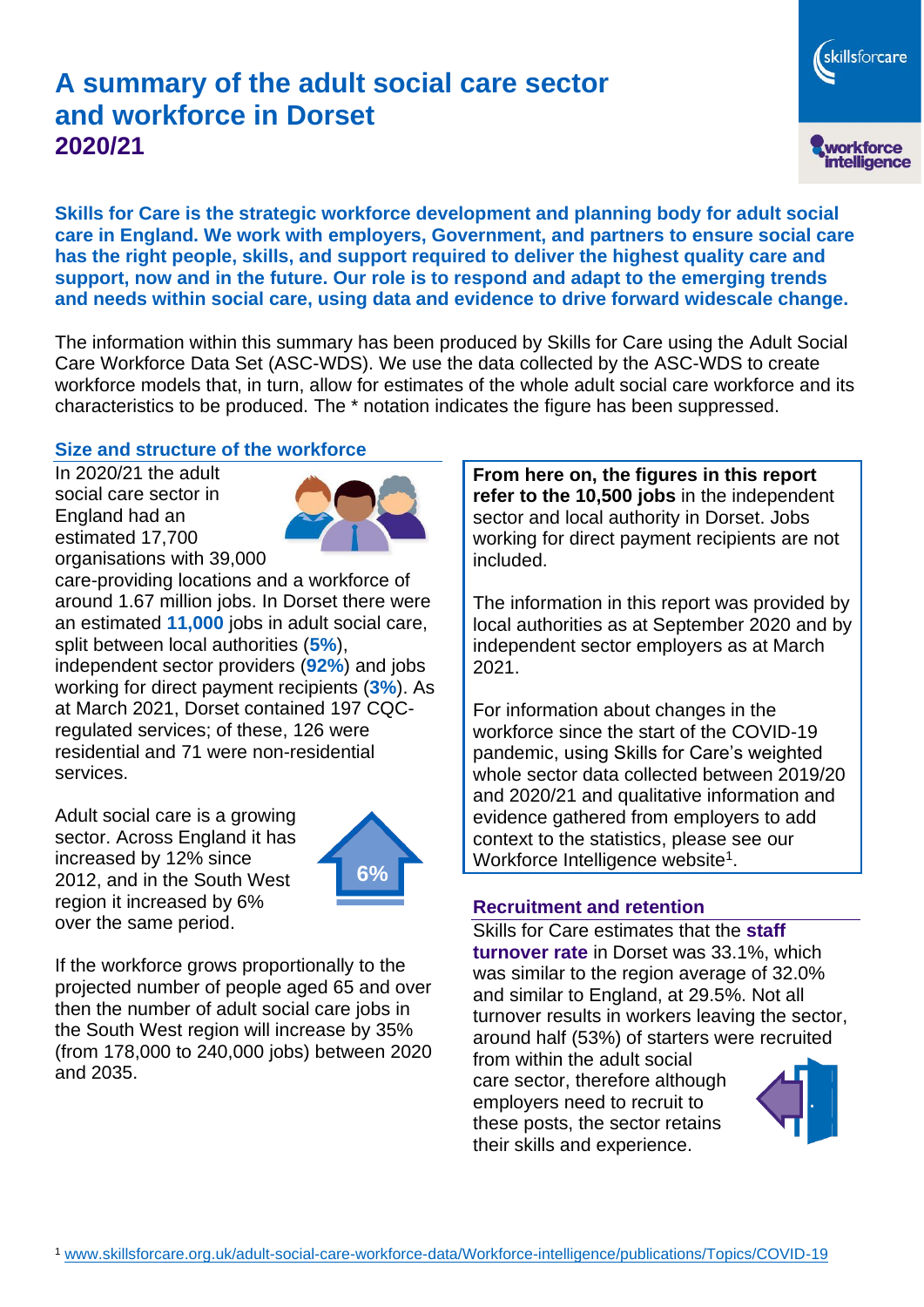# A summary of the adult social care sector and workforce in Dorset
## 2020/21

**Skills for Care is the strategic workforce development and planning body for adult social care in England. We work with employers, Government, and partners to ensure social care has the right people, skills, and support required to deliver the highest quality care and support, now and in the future. Our role is to respond and adapt to the emerging trends and needs within social care, using data and evidence to drive forward widescale change.**

The information within this summary has been produced by Skills for Care using the Adult Social Care Workforce Data Set (ASC-WDS). We use the data collected by the ASC-WDS to create workforce models that, in turn, allow for estimates of the whole adult social care workforce and its characteristics to be produced. The * notation indicates the figure has been suppressed.

### Size and structure of the workforce

In 2020/21 the adult social care sector in England had an estimated 17,700 organisations with 39,000 care-providing locations and a workforce of around 1.67 million jobs. In Dorset there were an estimated **11,000** jobs in adult social care, split between local authorities (**5%**), independent sector providers (**92%**) and jobs working for direct payment recipients (**3%**). As at March 2021, Dorset contained 197 CQC-regulated services; of these, 126 were residential and 71 were non-residential services.

Adult social care is a growing sector. Across England it has increased by 12% since 2012, and in the South West region it increased by 6% over the same period.

6%

If the workforce grows proportionally to the projected number of people aged 65 and over then the number of adult social care jobs in the South West region will increase by 35% (from 178,000 to 240,000 jobs) between 2020 and 2035.

**From here on, the figures in this report refer to the 10,500 jobs** in the independent sector and local authority in Dorset. Jobs working for direct payment recipients are not included.

The information in this report was provided by local authorities as at September 2020 and by independent sector employers as at March 2021.

For information about changes in the workforce since the start of the COVID-19 pandemic, using Skills for Care's weighted whole sector data collected between 2019/20 and 2020/21 and qualitative information and evidence gathered from employers to add context to the statistics, please see our Workforce Intelligence website[1].

### Recruitment and retention

Skills for Care estimates that the **staff turnover rate** in Dorset was 33.1%, which was similar to the region average of 32.0% and similar to England, at 29.5%. Not all turnover results in workers leaving the sector, around half (53%) of starters were recruited from within the adult social care sector, therefore although employers need to recruit to these posts, the sector retains their skills and experience.

[1] www.skillsforcare.org.uk/adult-social-care-workforce-data/Workforce-intelligence/publications/Topics/COVID-19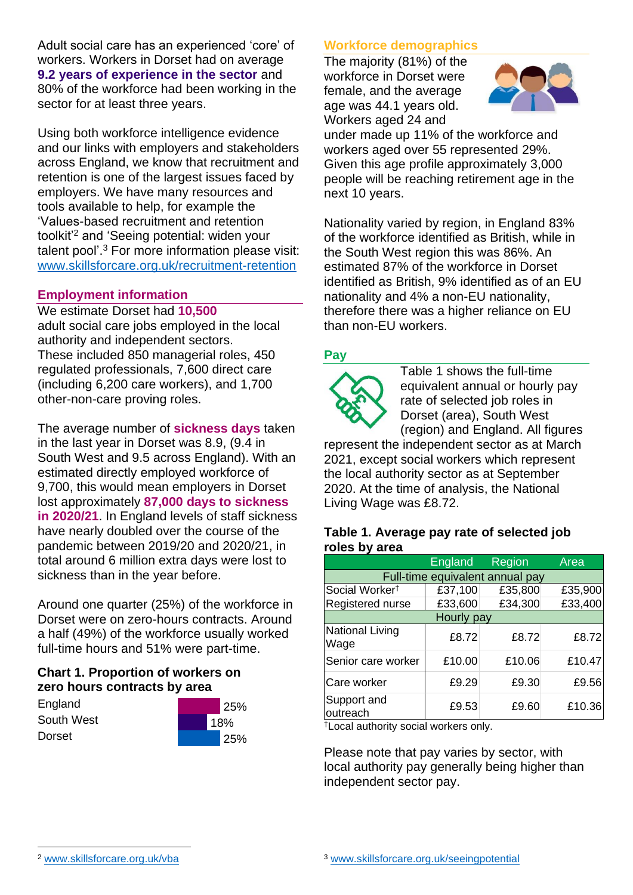Adult social care has an experienced 'core' of workers. Workers in Dorset had on average **9.2 years of experience in the sector** and 80% of the workforce had been working in the sector for at least three years.

Using both workforce intelligence evidence and our links with employers and stakeholders across England, we know that recruitment and retention is one of the largest issues faced by employers. We have many resources and tools available to help, for example the 'Values-based recruitment and retention toolkit'[2] and 'Seeing potential: widen your talent pool'.[3] For more information please visit: www.skillsforcare.org.uk/recruitment-retention

## Employment information

We estimate Dorset had **10,500** adult social care jobs employed in the local authority and independent sectors. These included 850 managerial roles, 450 regulated professionals, 7,600 direct care (including 6,200 care workers), and 1,700 other-non-care proving roles.

The average number of **sickness days** taken in the last year in Dorset was 8.9, (9.4 in South West and 9.5 across England). With an estimated directly employed workforce of 9,700, this would mean employers in Dorset lost approximately **87,000 days to sickness in 2020/21**. In England levels of staff sickness have nearly doubled over the course of the pandemic between 2019/20 and 2020/21, in total around 6 million extra days were lost to sickness than in the year before.

Around one quarter (25%) of the workforce in Dorset were on zero-hours contracts. Around a half (49%) of the workforce usually worked full-time hours and 51% were part-time.

### Chart 1. Proportion of workers on zero hours contracts by area

| Area | Proportion |
|---|---|
| England | 25% |
| South West | 18% |
| Dorset | 25% |

## Workforce demographics

The majority (81%) of the workforce in Dorset were female, and the average age was 44.1 years old. Workers aged 24 and under made up 11% of the workforce and workers aged over 55 represented 29%. Given this age profile approximately 3,000 people will be reaching retirement age in the next 10 years.

Nationality varied by region, in England 83% of the workforce identified as British, while in the South West region this was 86%. An estimated 87% of the workforce in Dorset identified as British, 9% identified as of an EU nationality and 4% a non-EU nationality, therefore there was a higher reliance on EU than non-EU workers.

## Pay

Table 1 shows the full-time equivalent annual or hourly pay rate of selected job roles in Dorset (area), South West (region) and England. All figures represent the independent sector as at March 2021, except social workers which represent the local authority sector as at September 2020. At the time of analysis, the National Living Wage was £8.72.

### Table 1. Average pay rate of selected job roles by area

| | England | Region | Area |
|---|---|---|---|
| **Full-time equivalent annual pay** | | | |
| Social Worker† | £37,100 | £35,800 | £35,900 |
| Registered nurse | £33,600 | £34,300 | £33,400 |
| **Hourly pay** | | | |
| National Living Wage | £8.72 | £8.72 | £8.72 |
| Senior care worker | £10.00 | £10.06 | £10.47 |
| Care worker | £9.29 | £9.30 | £9.56 |
| Support and outreach | £9.53 | £9.60 | £10.36 |

†Local authority social workers only.

Please note that pay varies by sector, with local authority pay generally being higher than independent sector pay.

[2] www.skillsforcare.org.uk/vba

[3] www.skillsforcare.org.uk/seeingpotential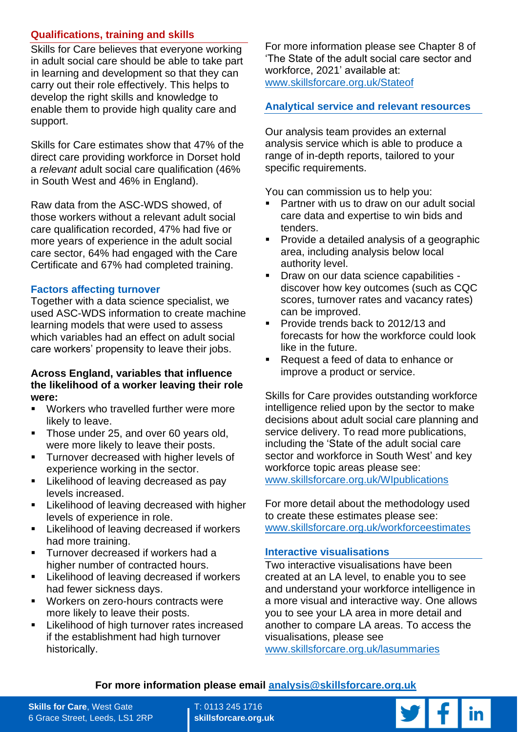## Qualifications, training and skills

Skills for Care believes that everyone working in adult social care should be able to take part in learning and development so that they can carry out their role effectively. This helps to develop the right skills and knowledge to enable them to provide high quality care and support.

Skills for Care estimates show that 47% of the direct care providing workforce in Dorset hold a *relevant* adult social care qualification (46% in South West and 46% in England).

Raw data from the ASC-WDS showed, of those workers without a relevant adult social care qualification recorded, 47% had five or more years of experience in the adult social care sector, 64% had engaged with the Care Certificate and 67% had completed training.

## Factors affecting turnover

Together with a data science specialist, we used ASC-WDS information to create machine learning models that were used to assess which variables had an effect on adult social care workers' propensity to leave their jobs.

**Across England, variables that influence the likelihood of a worker leaving their role were:**

- Workers who travelled further were more likely to leave.
- Those under 25, and over 60 years old, were more likely to leave their posts.
- Turnover decreased with higher levels of experience working in the sector.
- Likelihood of leaving decreased as pay levels increased.
- Likelihood of leaving decreased with higher levels of experience in role.
- Likelihood of leaving decreased if workers had more training.
- Turnover decreased if workers had a higher number of contracted hours.
- Likelihood of leaving decreased if workers had fewer sickness days.
- Workers on zero-hours contracts were more likely to leave their posts.
- Likelihood of high turnover rates increased if the establishment had high turnover historically.

For more information please see Chapter 8 of 'The State of the adult social care sector and workforce, 2021' available at: www.skillsforcare.org.uk/Stateof

## Analytical service and relevant resources

Our analysis team provides an external analysis service which is able to produce a range of in-depth reports, tailored to your specific requirements.

You can commission us to help you:

- Partner with us to draw on our adult social care data and expertise to win bids and tenders.
- Provide a detailed analysis of a geographic area, including analysis below local authority level.
- Draw on our data science capabilities - discover how key outcomes (such as CQC scores, turnover rates and vacancy rates) can be improved.
- Provide trends back to 2012/13 and forecasts for how the workforce could look like in the future.
- Request a feed of data to enhance or improve a product or service.

Skills for Care provides outstanding workforce intelligence relied upon by the sector to make decisions about adult social care planning and service delivery. To read more publications, including the 'State of the adult social care sector and workforce in South West' and key workforce topic areas please see: www.skillsforcare.org.uk/WIpublications

For more detail about the methodology used to create these estimates please see: www.skillsforcare.org.uk/workforceestimates

## Interactive visualisations

Two interactive visualisations have been created at an LA level, to enable you to see and understand your workforce intelligence in a more visual and interactive way. One allows you to see your LA area in more detail and another to compare LA areas. To access the visualisations, please see www.skillsforcare.org.uk/lasummaries

**For more information please email analysis@skillsforcare.org.uk**

**Skills for Care**, West Gate
6 Grace Street, Leeds, LS1 2RP

T: 0113 245 1716
**skillsforcare.org.uk**